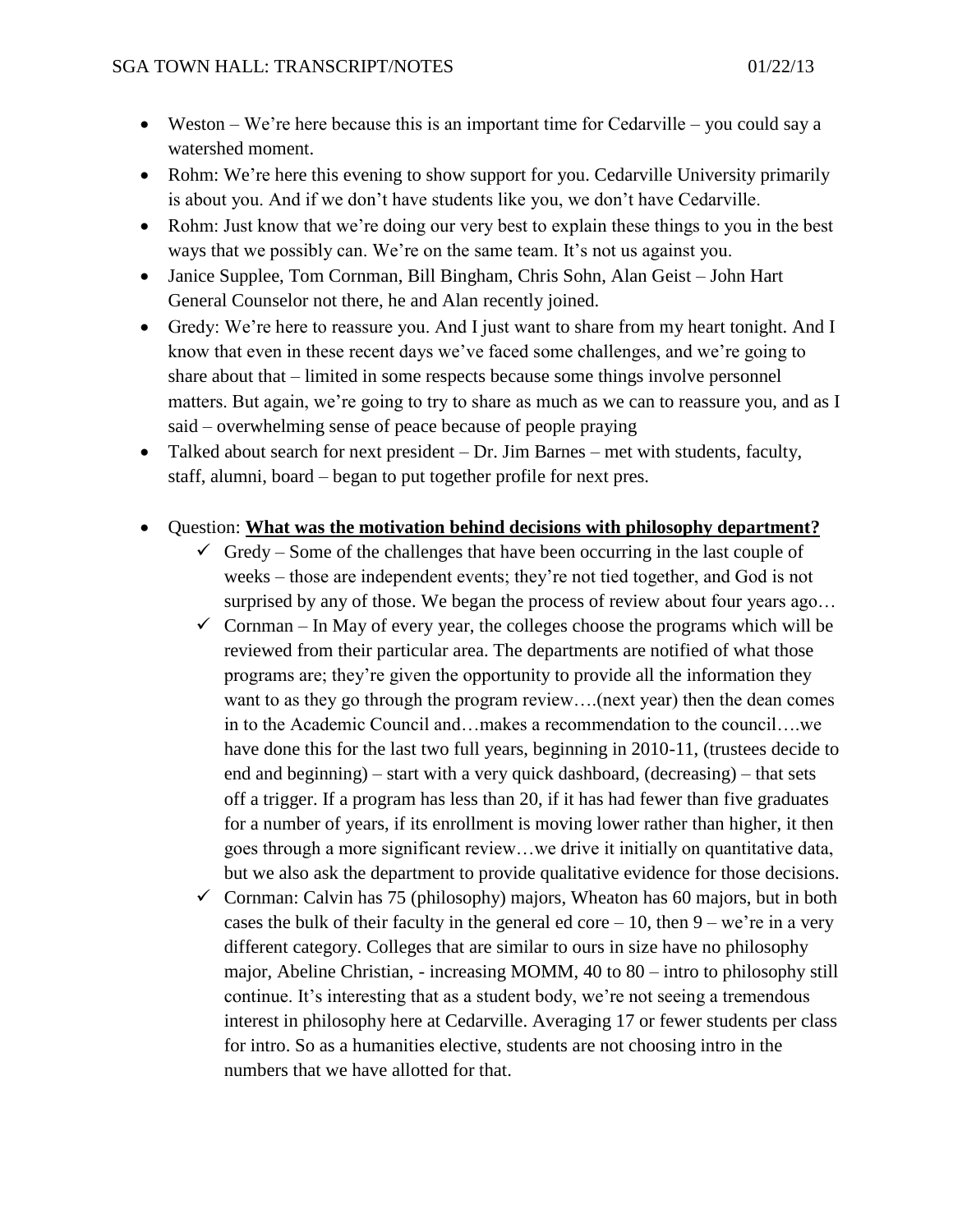- Weston – We're here because this is an important time for Cedarville – you could say a watershed moment.
- Rohm: We're here this evening to show support for you. Cedarville University primarily is about you. And if we don't have students like you, we don't have Cedarville.
- Rohm: Just know that we're doing our very best to explain these things to you in the best ways that we possibly can. We're on the same team. It's not us against you.
- Janice Supplee, Tom Cornman, Bill Bingham, Chris Sohn, Alan Geist – John Hart General Counselor not there, he and Alan recently joined.
- Gredy: We're here to reassure you. And I just want to share from my heart tonight. And I know that even in these recent days we've faced some challenges, and we're going to share about that – limited in some respects because some things involve personnel matters. But again, we're going to try to share as much as we can to reassure you, and as I said – overwhelming sense of peace because of people praying
- Talked about search for next president – Dr. Jim Barnes – met with students, faculty, staff, alumni, board – began to put together profile for next pres.

- Question: **<u>What was the motivation behind decisions with philosophy department?</u>**
  - ✓ Gredy – Some of the challenges that have been occurring in the last couple of weeks – those are independent events; they're not tied together, and God is not surprised by any of those. We began the process of review about four years ago…
  - ✓ Cornman – In May of every year, the colleges choose the programs which will be reviewed from their particular area. The departments are notified of what those programs are; they're given the opportunity to provide all the information they want to as they go through the program review….(next year) then the dean comes in to the Academic Council and…makes a recommendation to the council….we have done this for the last two full years, beginning in 2010-11, (trustees decide to end and beginning) – start with a very quick dashboard, (decreasing) – that sets off a trigger. If a program has less than 20, if it has had fewer than five graduates for a number of years, if its enrollment is moving lower rather than higher, it then goes through a more significant review…we drive it initially on quantitative data, but we also ask the department to provide qualitative evidence for those decisions.
  - ✓ Cornman: Calvin has 75 (philosophy) majors, Wheaton has 60 majors, but in both cases the bulk of their faculty in the general ed core – 10, then 9 – we're in a very different category. Colleges that are similar to ours in size have no philosophy major, Abeline Christian, - increasing MOMM, 40 to 80 – intro to philosophy still continue. It's interesting that as a student body, we're not seeing a tremendous interest in philosophy here at Cedarville. Averaging 17 or fewer students per class for intro. So as a humanities elective, students are not choosing intro in the numbers that we have allotted for that.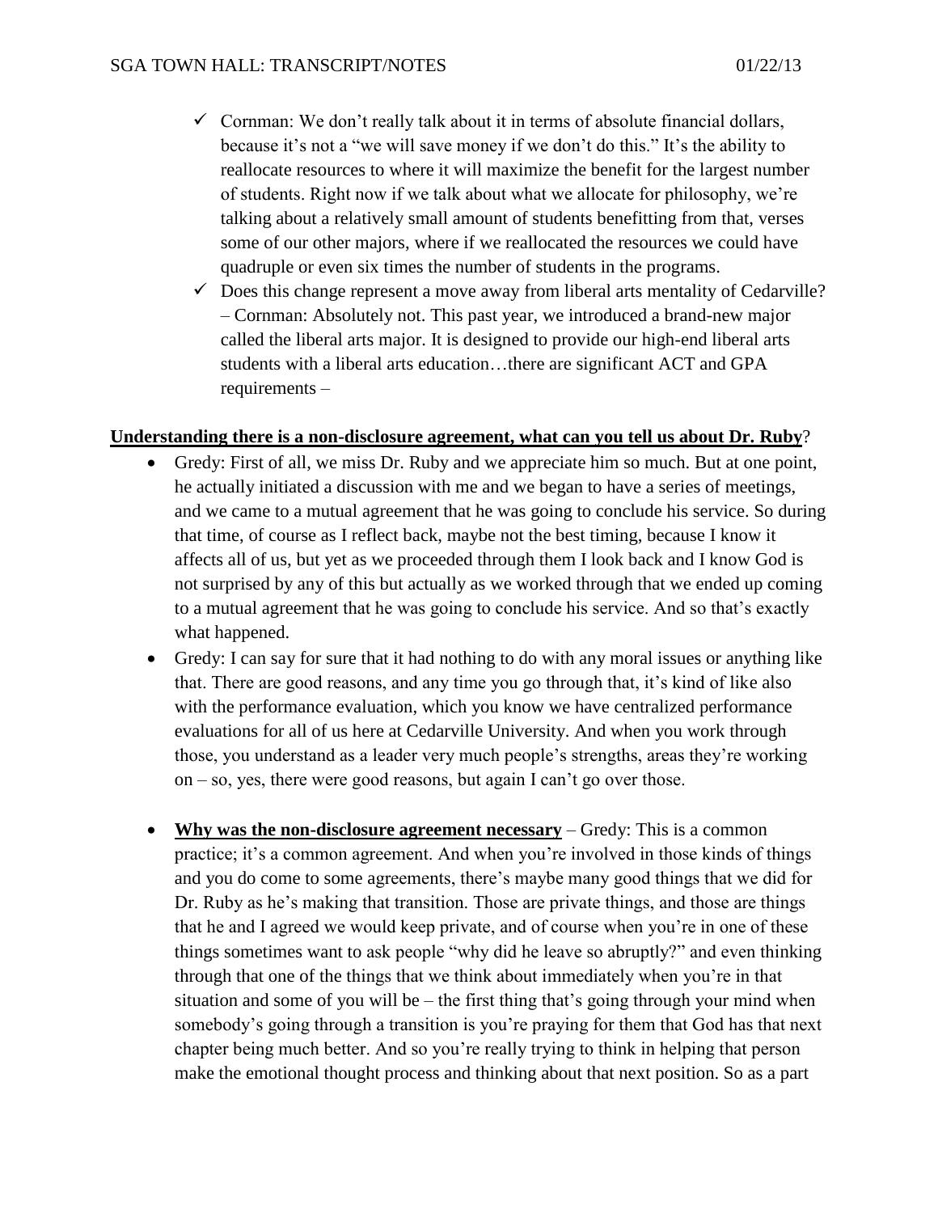- ✓ Cornman: We don't really talk about it in terms of absolute financial dollars, because it's not a "we will save money if we don't do this." It's the ability to reallocate resources to where it will maximize the benefit for the largest number of students. Right now if we talk about what we allocate for philosophy, we're talking about a relatively small amount of students benefitting from that, verses some of our other majors, where if we reallocated the resources we could have quadruple or even six times the number of students in the programs.
- ✓ Does this change represent a move away from liberal arts mentality of Cedarville? – Cornman: Absolutely not. This past year, we introduced a brand-new major called the liberal arts major. It is designed to provide our high-end liberal arts students with a liberal arts education…there are significant ACT and GPA requirements –

**Understanding there is a non-disclosure agreement, what can you tell us about Dr. Ruby**?

- Gredy: First of all, we miss Dr. Ruby and we appreciate him so much. But at one point, he actually initiated a discussion with me and we began to have a series of meetings, and we came to a mutual agreement that he was going to conclude his service. So during that time, of course as I reflect back, maybe not the best timing, because I know it affects all of us, but yet as we proceeded through them I look back and I know God is not surprised by any of this but actually as we worked through that we ended up coming to a mutual agreement that he was going to conclude his service. And so that's exactly what happened.
- Gredy: I can say for sure that it had nothing to do with any moral issues or anything like that. There are good reasons, and any time you go through that, it's kind of like also with the performance evaluation, which you know we have centralized performance evaluations for all of us here at Cedarville University. And when you work through those, you understand as a leader very much people's strengths, areas they're working on – so, yes, there were good reasons, but again I can't go over those.

- **Why was the non-disclosure agreement necessary** – Gredy: This is a common practice; it's a common agreement. And when you're involved in those kinds of things and you do come to some agreements, there's maybe many good things that we did for Dr. Ruby as he's making that transition. Those are private things, and those are things that he and I agreed we would keep private, and of course when you're in one of these things sometimes want to ask people "why did he leave so abruptly?" and even thinking through that one of the things that we think about immediately when you're in that situation and some of you will be – the first thing that's going through your mind when somebody's going through a transition is you're praying for them that God has that next chapter being much better. And so you're really trying to think in helping that person make the emotional thought process and thinking about that next position. So as a part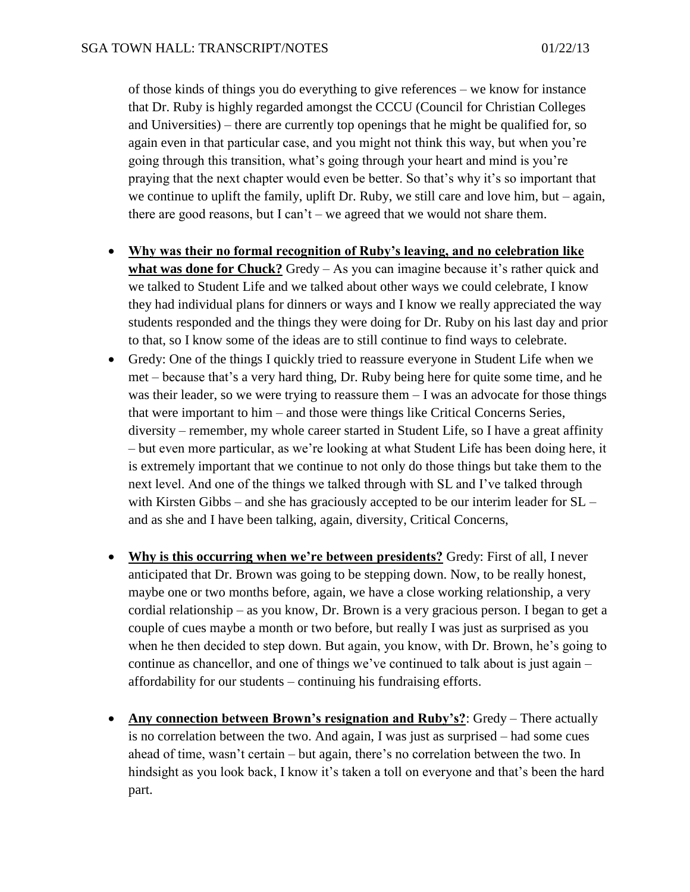of those kinds of things you do everything to give references – we know for instance that Dr. Ruby is highly regarded amongst the CCCU (Council for Christian Colleges and Universities) – there are currently top openings that he might be qualified for, so again even in that particular case, and you might not think this way, but when you're going through this transition, what's going through your heart and mind is you're praying that the next chapter would even be better. So that's why it's so important that we continue to uplift the family, uplift Dr. Ruby, we still care and love him, but – again, there are good reasons, but I can't – we agreed that we would not share them.

- **<u>Why was their no formal recognition of Ruby's leaving, and no celebration like what was done for Chuck?</u>** Gredy – As you can imagine because it's rather quick and we talked to Student Life and we talked about other ways we could celebrate, I know they had individual plans for dinners or ways and I know we really appreciated the way students responded and the things they were doing for Dr. Ruby on his last day and prior to that, so I know some of the ideas are to still continue to find ways to celebrate.
- Gredy: One of the things I quickly tried to reassure everyone in Student Life when we met – because that's a very hard thing, Dr. Ruby being here for quite some time, and he was their leader, so we were trying to reassure them – I was an advocate for those things that were important to him – and those were things like Critical Concerns Series, diversity – remember, my whole career started in Student Life, so I have a great affinity – but even more particular, as we're looking at what Student Life has been doing here, it is extremely important that we continue to not only do those things but take them to the next level. And one of the things we talked through with SL and I've talked through with Kirsten Gibbs – and she has graciously accepted to be our interim leader for SL – and as she and I have been talking, again, diversity, Critical Concerns,

- **<u>Why is this occurring when we're between presidents?</u>** Gredy: First of all, I never anticipated that Dr. Brown was going to be stepping down. Now, to be really honest, maybe one or two months before, again, we have a close working relationship, a very cordial relationship – as you know, Dr. Brown is a very gracious person. I began to get a couple of cues maybe a month or two before, but really I was just as surprised as you when he then decided to step down. But again, you know, with Dr. Brown, he's going to continue as chancellor, and one of things we've continued to talk about is just again – affordability for our students – continuing his fundraising efforts.

- **<u>Any connection between Brown's resignation and Ruby's?</u>**: Gredy – There actually is no correlation between the two. And again, I was just as surprised – had some cues ahead of time, wasn't certain – but again, there's no correlation between the two. In hindsight as you look back, I know it's taken a toll on everyone and that's been the hard part.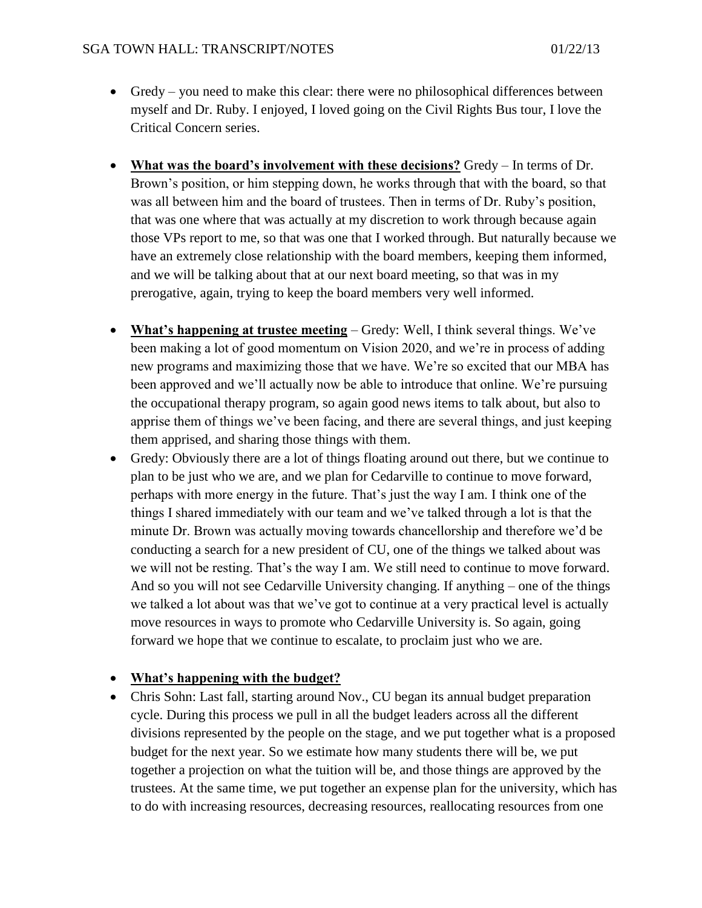- Gredy – you need to make this clear: there were no philosophical differences between myself and Dr. Ruby. I enjoyed, I loved going on the Civil Rights Bus tour, I love the Critical Concern series.

- **<u>What was the board's involvement with these decisions?</u>** Gredy – In terms of Dr. Brown's position, or him stepping down, he works through that with the board, so that was all between him and the board of trustees. Then in terms of Dr. Ruby's position, that was one where that was actually at my discretion to work through because again those VPs report to me, so that was one that I worked through. But naturally because we have an extremely close relationship with the board members, keeping them informed, and we will be talking about that at our next board meeting, so that was in my prerogative, again, trying to keep the board members very well informed.

- **<u>What's happening at trustee meeting</u>** – Gredy: Well, I think several things. We've been making a lot of good momentum on Vision 2020, and we're in process of adding new programs and maximizing those that we have. We're so excited that our MBA has been approved and we'll actually now be able to introduce that online. We're pursuing the occupational therapy program, so again good news items to talk about, but also to apprise them of things we've been facing, and there are several things, and just keeping them apprised, and sharing those things with them.
- Gredy: Obviously there are a lot of things floating around out there, but we continue to plan to be just who we are, and we plan for Cedarville to continue to move forward, perhaps with more energy in the future. That's just the way I am. I think one of the things I shared immediately with our team and we've talked through a lot is that the minute Dr. Brown was actually moving towards chancellorship and therefore we'd be conducting a search for a new president of CU, one of the things we talked about was we will not be resting. That's the way I am. We still need to continue to move forward. And so you will not see Cedarville University changing. If anything – one of the things we talked a lot about was that we've got to continue at a very practical level is actually move resources in ways to promote who Cedarville University is. So again, going forward we hope that we continue to escalate, to proclaim just who we are.

- **<u>What's happening with the budget?</u>**
- Chris Sohn: Last fall, starting around Nov., CU began its annual budget preparation cycle. During this process we pull in all the budget leaders across all the different divisions represented by the people on the stage, and we put together what is a proposed budget for the next year. So we estimate how many students there will be, we put together a projection on what the tuition will be, and those things are approved by the trustees. At the same time, we put together an expense plan for the university, which has to do with increasing resources, decreasing resources, reallocating resources from one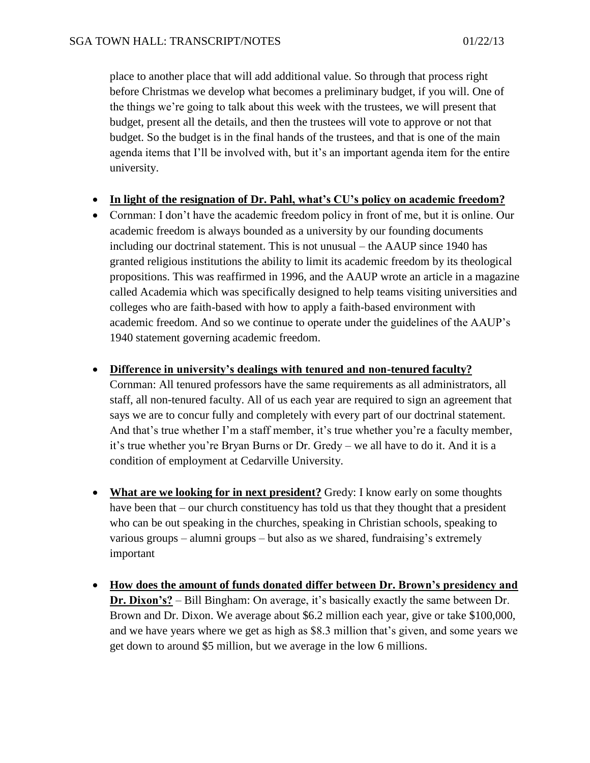place to another place that will add additional value. So through that process right before Christmas we develop what becomes a preliminary budget, if you will. One of the things we're going to talk about this week with the trustees, we will present that budget, present all the details, and then the trustees will vote to approve or not that budget. So the budget is in the final hands of the trustees, and that is one of the main agenda items that I'll be involved with, but it's an important agenda item for the entire university.

- **In light of the resignation of Dr. Pahl, what's CU's policy on academic freedom?**
- Cornman: I don't have the academic freedom policy in front of me, but it is online. Our academic freedom is always bounded as a university by our founding documents including our doctrinal statement. This is not unusual – the AAUP since 1940 has granted religious institutions the ability to limit its academic freedom by its theological propositions. This was reaffirmed in 1996, and the AAUP wrote an article in a magazine called Academia which was specifically designed to help teams visiting universities and colleges who are faith-based with how to apply a faith-based environment with academic freedom. And so we continue to operate under the guidelines of the AAUP's 1940 statement governing academic freedom.

- **Difference in university's dealings with tenured and non-tenured faculty?** Cornman: All tenured professors have the same requirements as all administrators, all staff, all non-tenured faculty. All of us each year are required to sign an agreement that says we are to concur fully and completely with every part of our doctrinal statement. And that's true whether I'm a staff member, it's true whether you're a faculty member, it's true whether you're Bryan Burns or Dr. Gredy – we all have to do it. And it is a condition of employment at Cedarville University.

- **What are we looking for in next president?** Gredy: I know early on some thoughts have been that – our church constituency has told us that they thought that a president who can be out speaking in the churches, speaking in Christian schools, speaking to various groups – alumni groups – but also as we shared, fundraising's extremely important

- **How does the amount of funds donated differ between Dr. Brown's presidency and Dr. Dixon's?** – Bill Bingham: On average, it's basically exactly the same between Dr. Brown and Dr. Dixon. We average about $6.2 million each year, give or take $100,000, and we have years where we get as high as $8.3 million that's given, and some years we get down to around $5 million, but we average in the low 6 millions.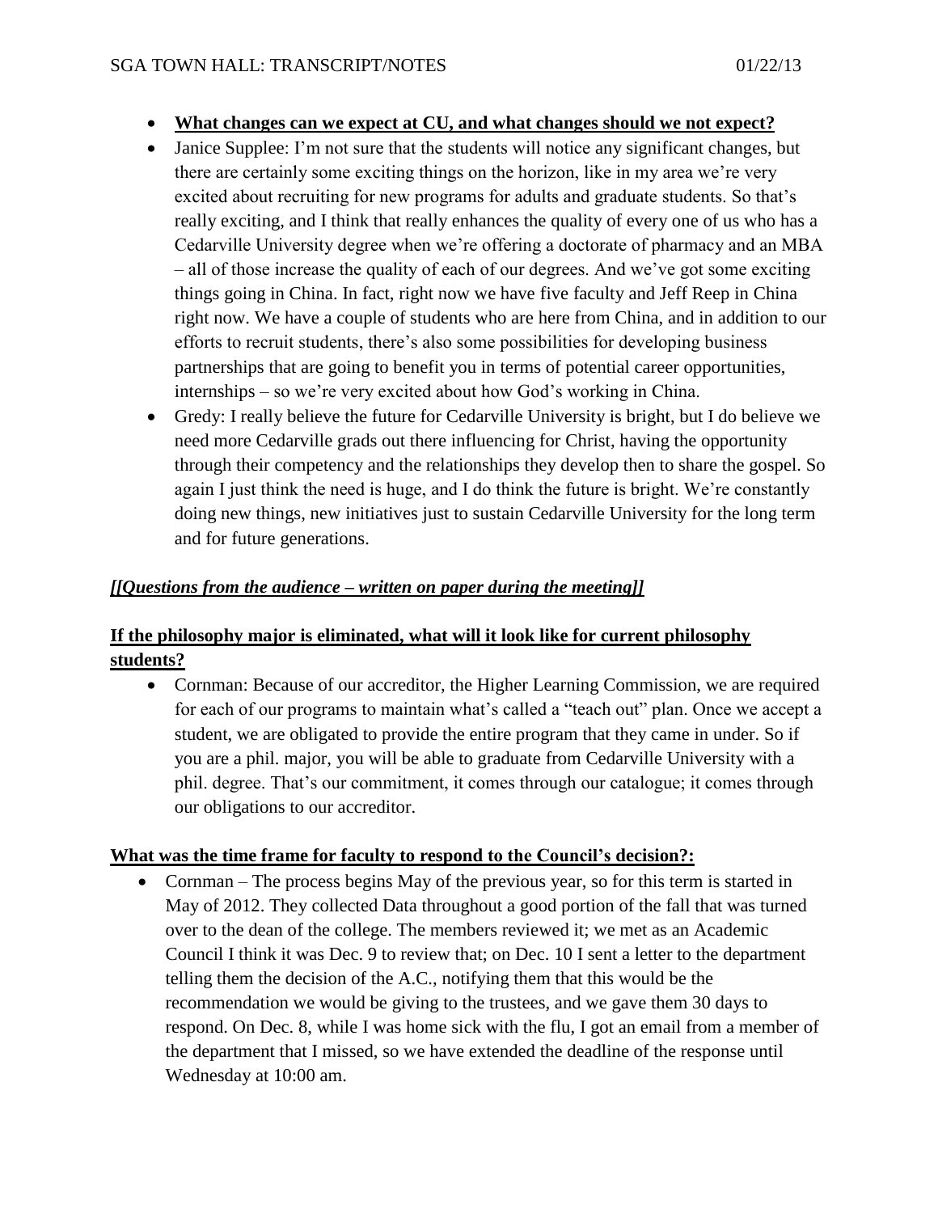- **What changes can we expect at CU, and what changes should we not expect?**
- Janice Supplee: I'm not sure that the students will notice any significant changes, but there are certainly some exciting things on the horizon, like in my area we're very excited about recruiting for new programs for adults and graduate students. So that's really exciting, and I think that really enhances the quality of every one of us who has a Cedarville University degree when we're offering a doctorate of pharmacy and an MBA – all of those increase the quality of each of our degrees. And we've got some exciting things going in China. In fact, right now we have five faculty and Jeff Reep in China right now. We have a couple of students who are here from China, and in addition to our efforts to recruit students, there's also some possibilities for developing business partnerships that are going to benefit you in terms of potential career opportunities, internships – so we're very excited about how God's working in China.
- Gredy: I really believe the future for Cedarville University is bright, but I do believe we need more Cedarville grads out there influencing for Christ, having the opportunity through their competency and the relationships they develop then to share the gospel. So again I just think the need is huge, and I do think the future is bright. We're constantly doing new things, new initiatives just to sustain Cedarville University for the long term and for future generations.

***[[Questions from the audience – written on paper during the meeting]]***

**If the philosophy major is eliminated, what will it look like for current philosophy students?**

- Cornman: Because of our accreditor, the Higher Learning Commission, we are required for each of our programs to maintain what's called a "teach out" plan. Once we accept a student, we are obligated to provide the entire program that they came in under. So if you are a phil. major, you will be able to graduate from Cedarville University with a phil. degree. That's our commitment, it comes through our catalogue; it comes through our obligations to our accreditor.

**What was the time frame for faculty to respond to the Council's decision?:**

- Cornman – The process begins May of the previous year, so for this term is started in May of 2012. They collected Data throughout a good portion of the fall that was turned over to the dean of the college. The members reviewed it; we met as an Academic Council I think it was Dec. 9 to review that; on Dec. 10 I sent a letter to the department telling them the decision of the A.C., notifying them that this would be the recommendation we would be giving to the trustees, and we gave them 30 days to respond. On Dec. 8, while I was home sick with the flu, I got an email from a member of the department that I missed, so we have extended the deadline of the response until Wednesday at 10:00 am.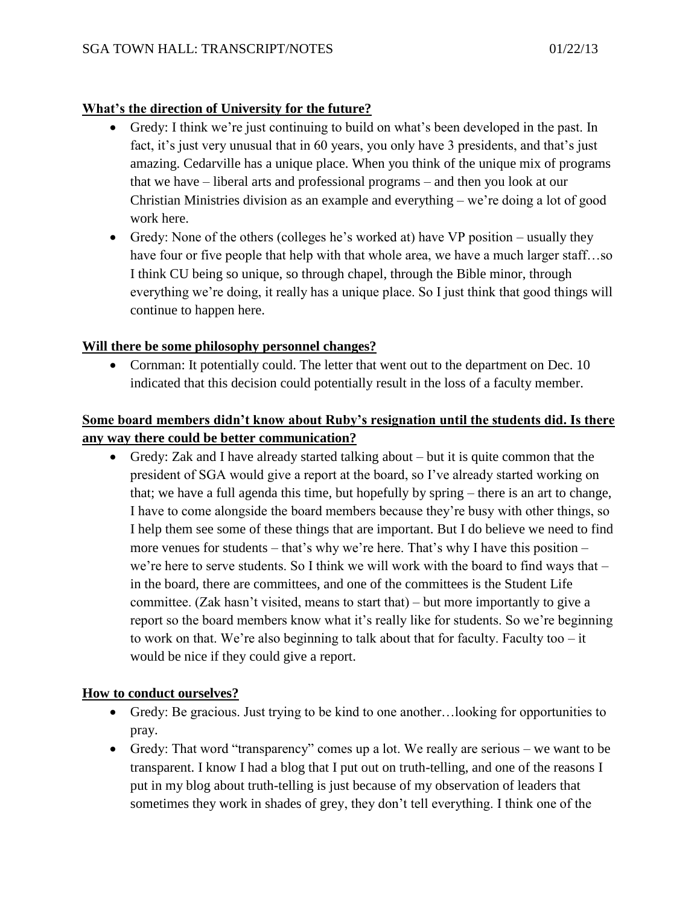**What's the direction of University for the future?**

- Gredy: I think we're just continuing to build on what's been developed in the past. In fact, it's just very unusual that in 60 years, you only have 3 presidents, and that's just amazing. Cedarville has a unique place. When you think of the unique mix of programs that we have – liberal arts and professional programs – and then you look at our Christian Ministries division as an example and everything – we're doing a lot of good work here.
- Gredy: None of the others (colleges he's worked at) have VP position – usually they have four or five people that help with that whole area, we have a much larger staff…so I think CU being so unique, so through chapel, through the Bible minor, through everything we're doing, it really has a unique place. So I just think that good things will continue to happen here.

**Will there be some philosophy personnel changes?**

- Cornman: It potentially could. The letter that went out to the department on Dec. 10 indicated that this decision could potentially result in the loss of a faculty member.

**Some board members didn't know about Ruby's resignation until the students did. Is there any way there could be better communication?**

- Gredy: Zak and I have already started talking about – but it is quite common that the president of SGA would give a report at the board, so I've already started working on that; we have a full agenda this time, but hopefully by spring – there is an art to change, I have to come alongside the board members because they're busy with other things, so I help them see some of these things that are important. But I do believe we need to find more venues for students – that's why we're here. That's why I have this position – we're here to serve students. So I think we will work with the board to find ways that – in the board, there are committees, and one of the committees is the Student Life committee. (Zak hasn't visited, means to start that) – but more importantly to give a report so the board members know what it's really like for students. So we're beginning to work on that. We're also beginning to talk about that for faculty. Faculty too – it would be nice if they could give a report.

**How to conduct ourselves?**

- Gredy: Be gracious. Just trying to be kind to one another…looking for opportunities to pray.
- Gredy: That word "transparency" comes up a lot. We really are serious – we want to be transparent. I know I had a blog that I put out on truth-telling, and one of the reasons I put in my blog about truth-telling is just because of my observation of leaders that sometimes they work in shades of grey, they don't tell everything. I think one of the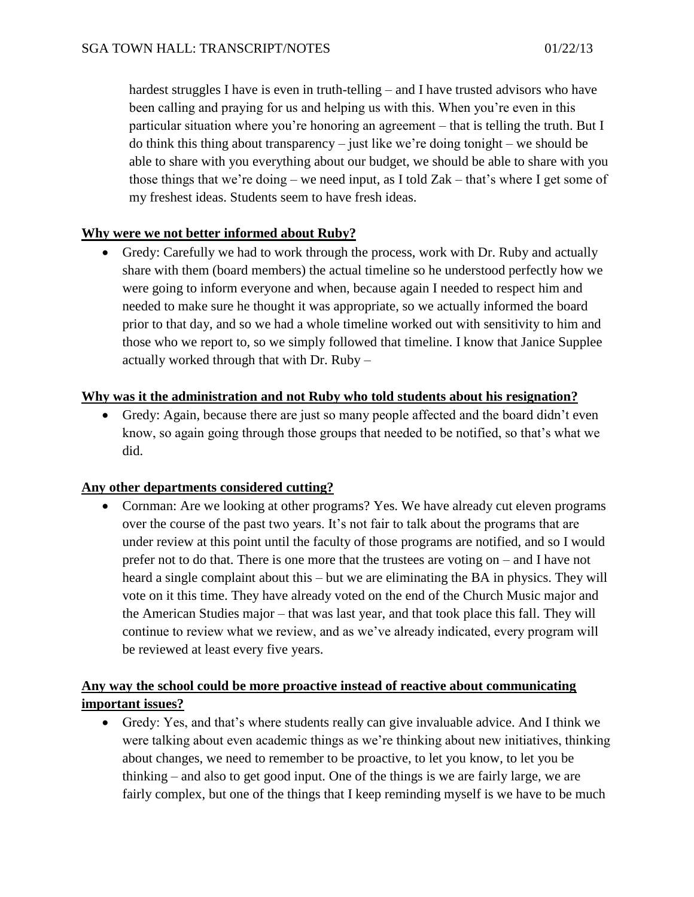hardest struggles I have is even in truth-telling – and I have trusted advisors who have been calling and praying for us and helping us with this. When you're even in this particular situation where you're honoring an agreement – that is telling the truth. But I do think this thing about transparency – just like we're doing tonight – we should be able to share with you everything about our budget, we should be able to share with you those things that we're doing – we need input, as I told Zak – that's where I get some of my freshest ideas. Students seem to have fresh ideas.

**Why were we not better informed about Ruby?**

- Gredy: Carefully we had to work through the process, work with Dr. Ruby and actually share with them (board members) the actual timeline so he understood perfectly how we were going to inform everyone and when, because again I needed to respect him and needed to make sure he thought it was appropriate, so we actually informed the board prior to that day, and so we had a whole timeline worked out with sensitivity to him and those who we report to, so we simply followed that timeline. I know that Janice Supplee actually worked through that with Dr. Ruby –

**Why was it the administration and not Ruby who told students about his resignation?**

- Gredy: Again, because there are just so many people affected and the board didn't even know, so again going through those groups that needed to be notified, so that's what we did.

**Any other departments considered cutting?**

- Cornman: Are we looking at other programs? Yes. We have already cut eleven programs over the course of the past two years. It's not fair to talk about the programs that are under review at this point until the faculty of those programs are notified, and so I would prefer not to do that. There is one more that the trustees are voting on – and I have not heard a single complaint about this – but we are eliminating the BA in physics. They will vote on it this time. They have already voted on the end of the Church Music major and the American Studies major – that was last year, and that took place this fall. They will continue to review what we review, and as we've already indicated, every program will be reviewed at least every five years.

**Any way the school could be more proactive instead of reactive about communicating important issues?**

- Gredy: Yes, and that's where students really can give invaluable advice. And I think we were talking about even academic things as we're thinking about new initiatives, thinking about changes, we need to remember to be proactive, to let you know, to let you be thinking – and also to get good input. One of the things is we are fairly large, we are fairly complex, but one of the things that I keep reminding myself is we have to be much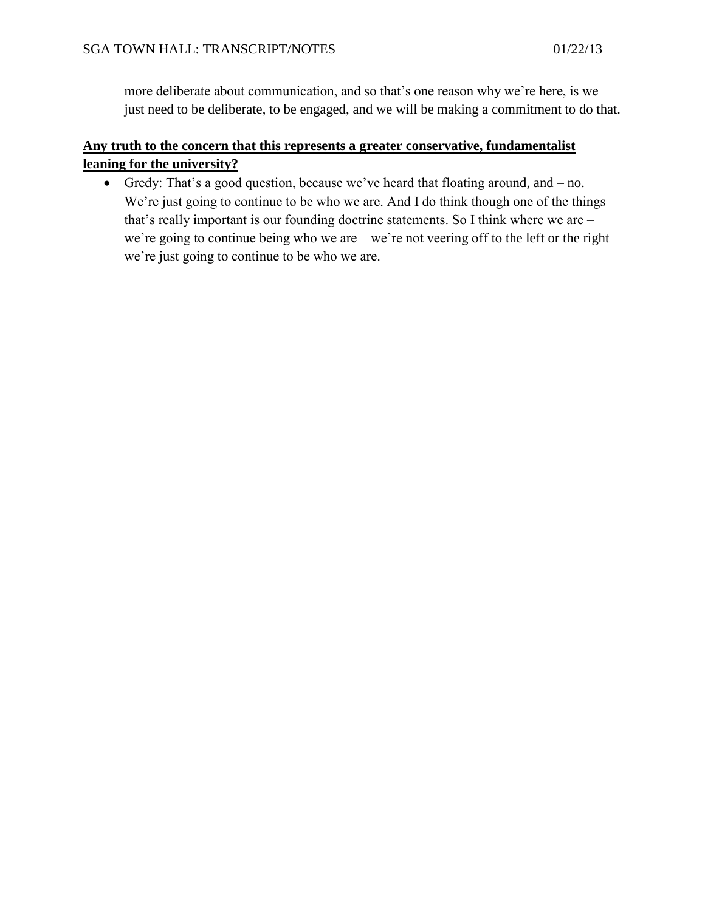more deliberate about communication, and so that's one reason why we're here, is we just need to be deliberate, to be engaged, and we will be making a commitment to do that.

**Any truth to the concern that this represents a greater conservative, fundamentalist leaning for the university?**

- Gredy: That's a good question, because we've heard that floating around, and – no. We're just going to continue to be who we are. And I do think though one of the things that's really important is our founding doctrine statements. So I think where we are – we're going to continue being who we are – we're not veering off to the left or the right – we're just going to continue to be who we are.